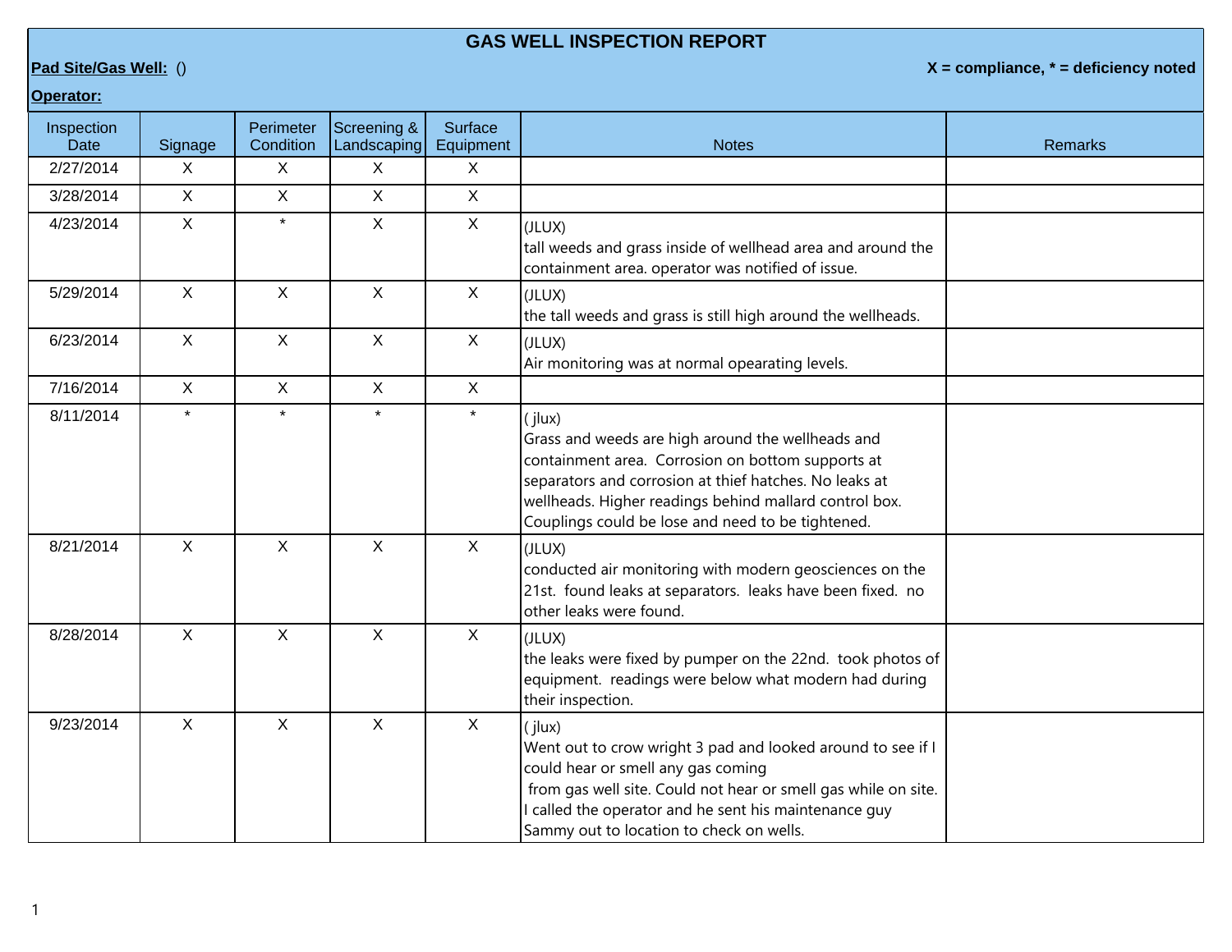# GAS WELL INSPECTION REPORT

**Pad Site/Gas Well:** ()

**X = compliance, * = deficiency noted**

**Operator:**

| Inspection Date | Signage | Perimeter Condition | Screening & Landscaping | Surface Equipment | Notes | Remarks |
|---|---|---|---|---|---|---|
| 2/27/2014 | X | X | X | X | | |
| 3/28/2014 | X | X | X | X | | |
| 4/23/2014 | X | * | X | X | (JLUX)<br>tall weeds and grass inside of wellhead area and around the containment area. operator was notified of issue. | |
| 5/29/2014 | X | X | X | X | (JLUX)<br>the tall weeds and grass is still high around the wellheads. | |
| 6/23/2014 | X | X | X | X | (JLUX)<br>Air monitoring was at normal opearating levels. | |
| 7/16/2014 | X | X | X | X | | |
| 8/11/2014 | * | * | * | * | ( jlux)<br>Grass and weeds are high around the wellheads and containment area. Corrosion on bottom supports at separators and corrosion at thief hatches. No leaks at wellheads. Higher readings behind mallard control box. Couplings could be lose and need to be tightened. | |
| 8/21/2014 | X | X | X | X | (JLUX)<br>conducted air monitoring with modern geosciences on the 21st. found leaks at separators. leaks have been fixed. no other leaks were found. | |
| 8/28/2014 | X | X | X | X | (JLUX)<br>the leaks were fixed by pumper on the 22nd. took photos of equipment. readings were below what modern had during their inspection. | |
| 9/23/2014 | X | X | X | X | ( jlux)<br>Went out to crow wright 3 pad and looked around to see if I could hear or smell any gas coming<br>from gas well site. Could not hear or smell gas while on site. I called the operator and he sent his maintenance guy Sammy out to location to check on wells. | |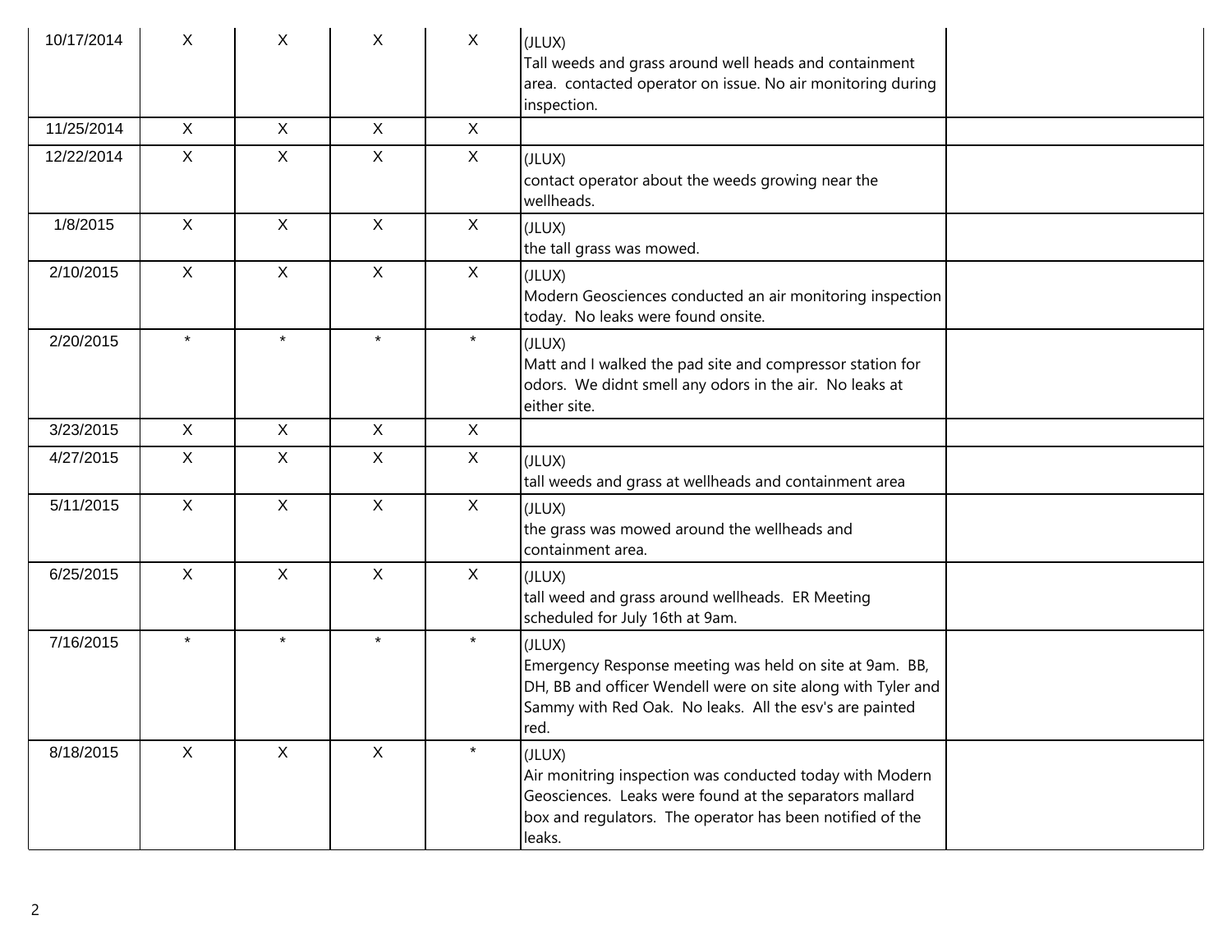| | | | | | | |
|---|---|---|---|---|---|---|
| 10/17/2014 | X | X | X | X | (JLUX)<br>Tall weeds and grass around well heads and containment area. contacted operator on issue. No air monitoring during inspection. | |
| 11/25/2014 | X | X | X | X | | |
| 12/22/2014 | X | X | X | X | (JLUX)<br>contact operator about the weeds growing near the wellheads. | |
| 1/8/2015 | X | X | X | X | (JLUX)<br>the tall grass was mowed. | |
| 2/10/2015 | X | X | X | X | (JLUX)<br>Modern Geosciences conducted an air monitoring inspection today. No leaks were found onsite. | |
| 2/20/2015 | * | * | * | * | (JLUX)<br>Matt and I walked the pad site and compressor station for odors. We didnt smell any odors in the air. No leaks at either site. | |
| 3/23/2015 | X | X | X | X | | |
| 4/27/2015 | X | X | X | X | (JLUX)<br>tall weeds and grass at wellheads and containment area | |
| 5/11/2015 | X | X | X | X | (JLUX)<br>the grass was mowed around the wellheads and containment area. | |
| 6/25/2015 | X | X | X | X | (JLUX)<br>tall weed and grass around wellheads. ER Meeting scheduled for July 16th at 9am. | |
| 7/16/2015 | * | * | * | * | (JLUX)<br>Emergency Response meeting was held on site at 9am. BB, DH, BB and officer Wendell were on site along with Tyler and Sammy with Red Oak. No leaks. All the esv's are painted red. | |
| 8/18/2015 | X | X | X | * | (JLUX)<br>Air monitring inspection was conducted today with Modern Geosciences. Leaks were found at the separators mallard box and regulators. The operator has been notified of the leaks. | |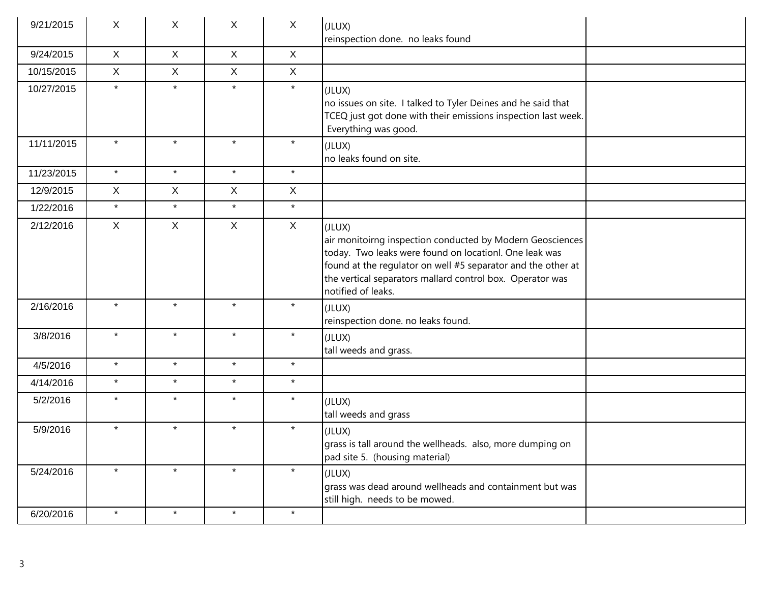| | | | | | | |
|---|---|---|---|---|---|---|
| 9/21/2015 | X | X | X | X | (JLUX)<br>reinspection done.  no leaks found | |
| 9/24/2015 | X | X | X | X | | |
| 10/15/2015 | X | X | X | X | | |
| 10/27/2015 | * | * | * | * | (JLUX)<br>no issues on site.  I talked to Tyler Deines and he said that TCEQ just got done with their emissions inspection last week.  Everything was good. | |
| 11/11/2015 | * | * | * | * | (JLUX)<br>no leaks found on site. | |
| 11/23/2015 | * | * | * | * | | |
| 12/9/2015 | X | X | X | X | | |
| 1/22/2016 | * | * | * | * | | |
| 2/12/2016 | X | X | X | X | (JLUX)<br>air monitoirng inspection conducted by Modern Geosciences today.  Two leaks were found on locationl. One leak was found at the regulator on well #5 separator and the other at the vertical separators mallard control box.  Operator was notified of leaks. | |
| 2/16/2016 | * | * | * | * | (JLUX)<br>reinspection done. no leaks found. | |
| 3/8/2016 | * | * | * | * | (JLUX)<br>tall weeds and grass. | |
| 4/5/2016 | * | * | * | * | | |
| 4/14/2016 | * | * | * | * | | |
| 5/2/2016 | * | * | * | * | (JLUX)<br>tall weeds and grass | |
| 5/9/2016 | * | * | * | * | (JLUX)<br>grass is tall around the wellheads.  also, more dumping on pad site 5.  (housing material) | |
| 5/24/2016 | * | * | * | * | (JLUX)<br>grass was dead around wellheads and containment but was still high.  needs to be mowed. | |
| 6/20/2016 | * | * | * | * | | |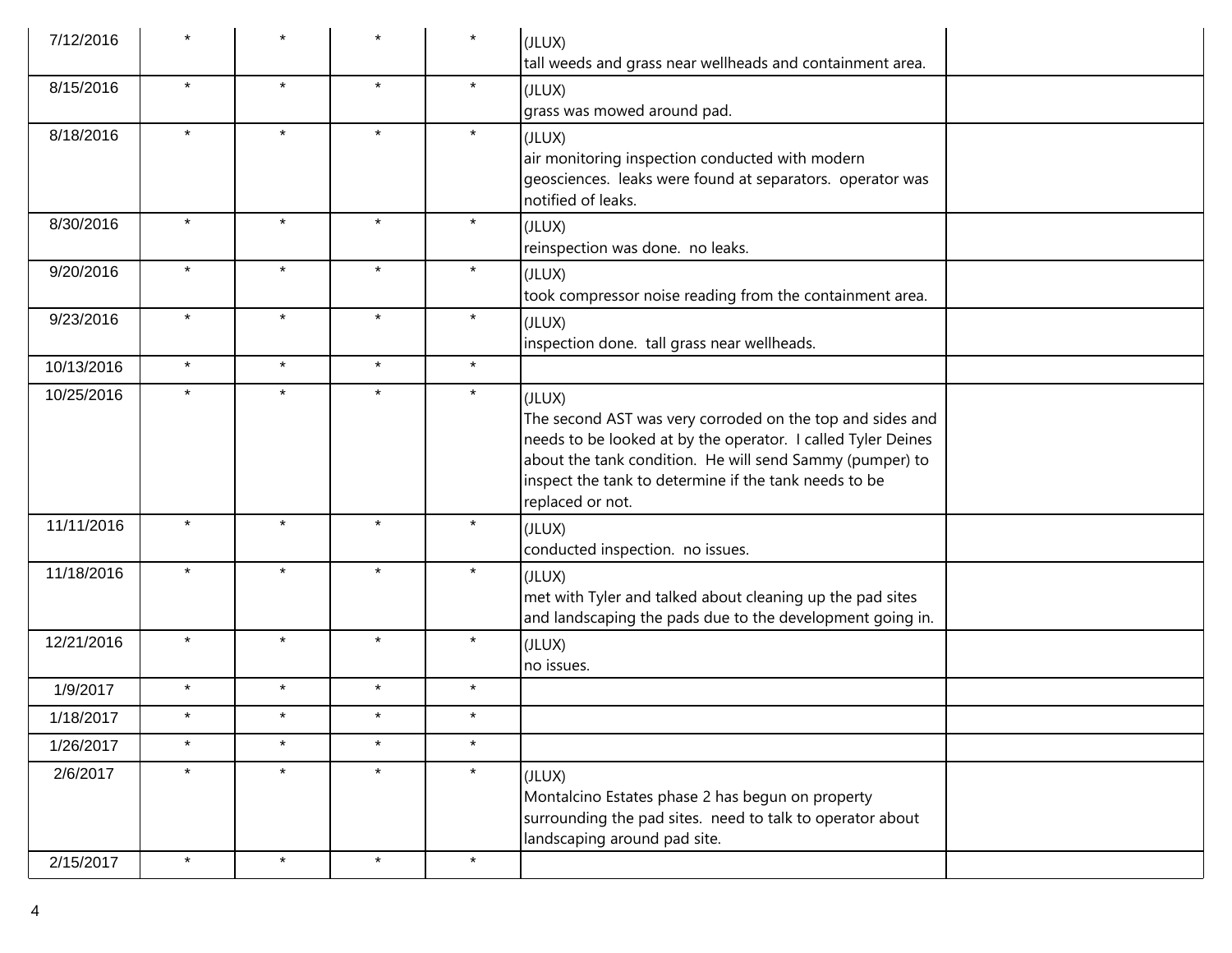| | | | | | | |
|---|---|---|---|---|---|---|
| 7/12/2016 | * | * | * | * | (JLUX)<br>tall weeds and grass near wellheads and containment area. | |
| 8/15/2016 | * | * | * | * | (JLUX)<br>grass was mowed around pad. | |
| 8/18/2016 | * | * | * | * | (JLUX)<br>air monitoring inspection conducted with modern geosciences. leaks were found at separators. operator was notified of leaks. | |
| 8/30/2016 | * | * | * | * | (JLUX)<br>reinspection was done. no leaks. | |
| 9/20/2016 | * | * | * | * | (JLUX)<br>took compressor noise reading from the containment area. | |
| 9/23/2016 | * | * | * | * | (JLUX)<br>inspection done. tall grass near wellheads. | |
| 10/13/2016 | * | * | * | * | | |
| 10/25/2016 | * | * | * | * | (JLUX)<br>The second AST was very corroded on the top and sides and needs to be looked at by the operator. I called Tyler Deines about the tank condition. He will send Sammy (pumper) to inspect the tank to determine if the tank needs to be replaced or not. | |
| 11/11/2016 | * | * | * | * | (JLUX)<br>conducted inspection. no issues. | |
| 11/18/2016 | * | * | * | * | (JLUX)<br>met with Tyler and talked about cleaning up the pad sites and landscaping the pads due to the development going in. | |
| 12/21/2016 | * | * | * | * | (JLUX)<br>no issues. | |
| 1/9/2017 | * | * | * | * | | |
| 1/18/2017 | * | * | * | * | | |
| 1/26/2017 | * | * | * | * | | |
| 2/6/2017 | * | * | * | * | (JLUX)<br>Montalcino Estates phase 2 has begun on property surrounding the pad sites. need to talk to operator about landscaping around pad site. | |
| 2/15/2017 | * | * | * | * | | |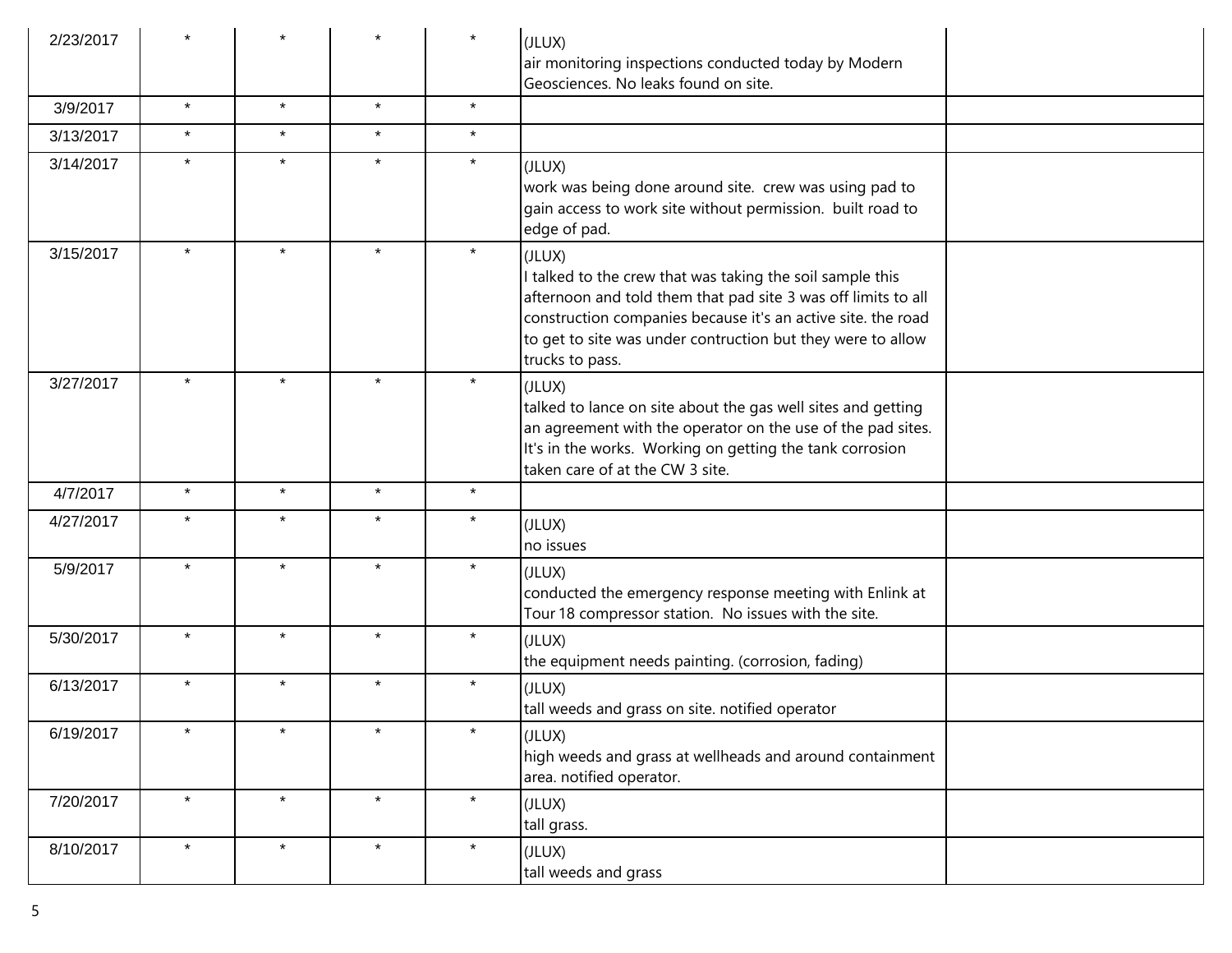| | | | | | | |
|---|---|---|---|---|---|---|
| 2/23/2017 | * | * | * | * | (JLUX)<br>air monitoring inspections conducted today by Modern Geosciences. No leaks found on site. | |
| 3/9/2017 | * | * | * | * | | |
| 3/13/2017 | * | * | * | * | | |
| 3/14/2017 | * | * | * | * | (JLUX)<br>work was being done around site. crew was using pad to gain access to work site without permission. built road to edge of pad. | |
| 3/15/2017 | * | * | * | * | (JLUX)<br>I talked to the crew that was taking the soil sample this afternoon and told them that pad site 3 was off limits to all construction companies because it's an active site. the road to get to site was under contruction but they were to allow trucks to pass. | |
| 3/27/2017 | * | * | * | * | (JLUX)<br>talked to lance on site about the gas well sites and getting an agreement with the operator on the use of the pad sites. It's in the works. Working on getting the tank corrosion taken care of at the CW 3 site. | |
| 4/7/2017 | * | * | * | * | | |
| 4/27/2017 | * | * | * | * | (JLUX)<br>no issues | |
| 5/9/2017 | * | * | * | * | (JLUX)<br>conducted the emergency response meeting with Enlink at Tour 18 compressor station. No issues with the site. | |
| 5/30/2017 | * | * | * | * | (JLUX)<br>the equipment needs painting. (corrosion, fading) | |
| 6/13/2017 | * | * | * | * | (JLUX)<br>tall weeds and grass on site. notified operator | |
| 6/19/2017 | * | * | * | * | (JLUX)<br>high weeds and grass at wellheads and around containment area. notified operator. | |
| 7/20/2017 | * | * | * | * | (JLUX)<br>tall grass. | |
| 8/10/2017 | * | * | * | * | (JLUX)<br>tall weeds and grass | |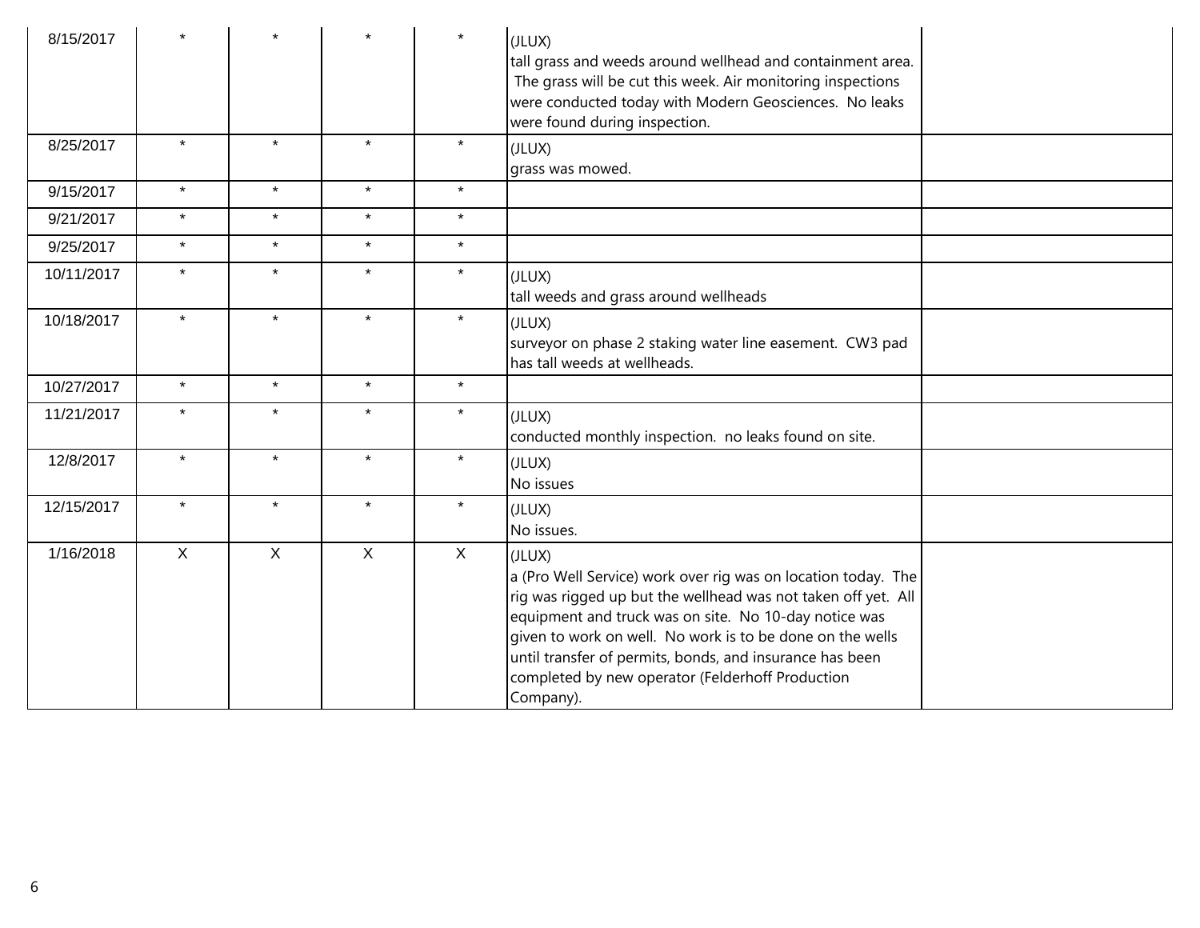| | | | | | | |
|---|---|---|---|---|---|---|
| 8/15/2017 | * | * | * | * | (JLUX)<br>tall grass and weeds around wellhead and containment area. The grass will be cut this week. Air monitoring inspections were conducted today with Modern Geosciences. No leaks were found during inspection. | |
| 8/25/2017 | * | * | * | * | (JLUX)<br>grass was mowed. | |
| 9/15/2017 | * | * | * | * | | |
| 9/21/2017 | * | * | * | * | | |
| 9/25/2017 | * | * | * | * | | |
| 10/11/2017 | * | * | * | * | (JLUX)<br>tall weeds and grass around wellheads | |
| 10/18/2017 | * | * | * | * | (JLUX)<br>surveyor on phase 2 staking water line easement. CW3 pad has tall weeds at wellheads. | |
| 10/27/2017 | * | * | * | * | | |
| 11/21/2017 | * | * | * | * | (JLUX)<br>conducted monthly inspection. no leaks found on site. | |
| 12/8/2017 | * | * | * | * | (JLUX)<br>No issues | |
| 12/15/2017 | * | * | * | * | (JLUX)<br>No issues. | |
| 1/16/2018 | X | X | X | X | (JLUX)<br>a (Pro Well Service) work over rig was on location today. The rig was rigged up but the wellhead was not taken off yet. All equipment and truck was on site. No 10-day notice was given to work on well. No work is to be done on the wells until transfer of permits, bonds, and insurance has been completed by new operator (Felderhoff Production Company). | |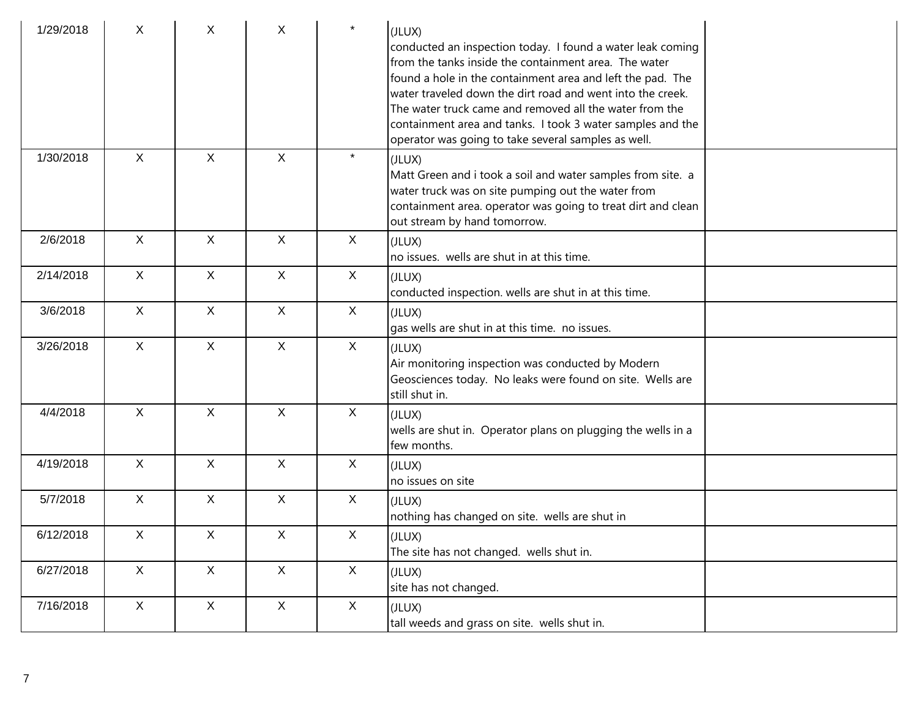| | | | | | | |
|---|---|---|---|---|---|---|
| 1/29/2018 | X | X | X | * | (JLUX)<br>conducted an inspection today. I found a water leak coming from the tanks inside the containment area. The water found a hole in the containment area and left the pad. The water traveled down the dirt road and went into the creek. The water truck came and removed all the water from the containment area and tanks. I took 3 water samples and the operator was going to take several samples as well. | |
| 1/30/2018 | X | X | X | * | (JLUX)<br>Matt Green and i took a soil and water samples from site. a water truck was on site pumping out the water from containment area. operator was going to treat dirt and clean out stream by hand tomorrow. | |
| 2/6/2018 | X | X | X | X | (JLUX)<br>no issues. wells are shut in at this time. | |
| 2/14/2018 | X | X | X | X | (JLUX)<br>conducted inspection. wells are shut in at this time. | |
| 3/6/2018 | X | X | X | X | (JLUX)<br>gas wells are shut in at this time. no issues. | |
| 3/26/2018 | X | X | X | X | (JLUX)<br>Air monitoring inspection was conducted by Modern Geosciences today. No leaks were found on site. Wells are still shut in. | |
| 4/4/2018 | X | X | X | X | (JLUX)<br>wells are shut in. Operator plans on plugging the wells in a few months. | |
| 4/19/2018 | X | X | X | X | (JLUX)<br>no issues on site | |
| 5/7/2018 | X | X | X | X | (JLUX)<br>nothing has changed on site. wells are shut in | |
| 6/12/2018 | X | X | X | X | (JLUX)<br>The site has not changed. wells shut in. | |
| 6/27/2018 | X | X | X | X | (JLUX)<br>site has not changed. | |
| 7/16/2018 | X | X | X | X | (JLUX)<br>tall weeds and grass on site. wells shut in. | |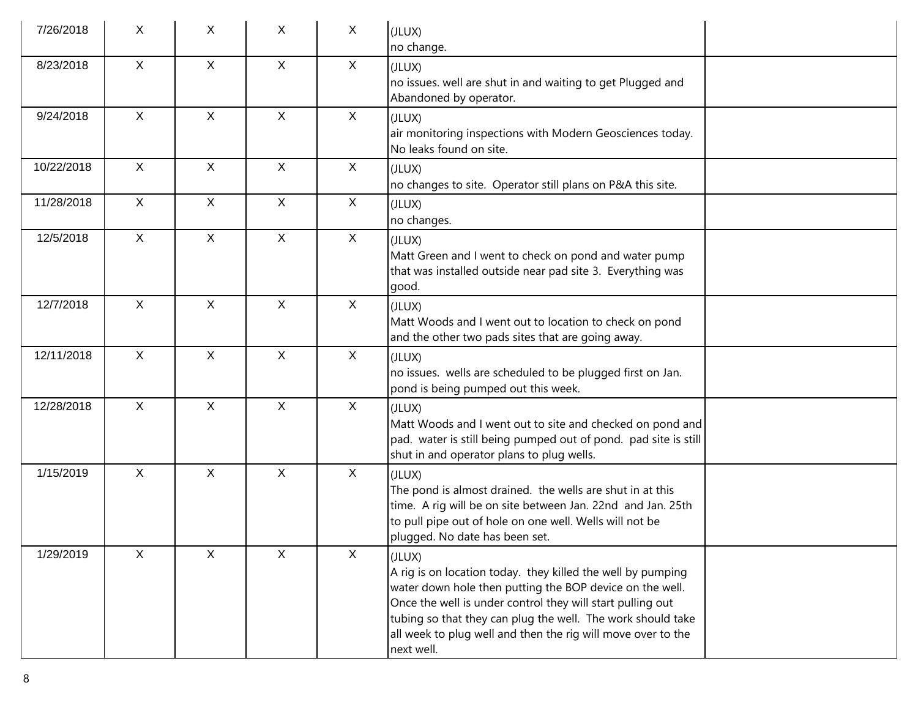| | | | | | | |
|---|---|---|---|---|---|---|
| 7/26/2018 | X | X | X | X | (JLUX)<br>no change. | |
| 8/23/2018 | X | X | X | X | (JLUX)<br>no issues. well are shut in and waiting to get Plugged and Abandoned by operator. | |
| 9/24/2018 | X | X | X | X | (JLUX)<br>air monitoring inspections with Modern Geosciences today. No leaks found on site. | |
| 10/22/2018 | X | X | X | X | (JLUX)<br>no changes to site. Operator still plans on P&A this site. | |
| 11/28/2018 | X | X | X | X | (JLUX)<br>no changes. | |
| 12/5/2018 | X | X | X | X | (JLUX)<br>Matt Green and I went to check on pond and water pump that was installed outside near pad site 3. Everything was good. | |
| 12/7/2018 | X | X | X | X | (JLUX)<br>Matt Woods and I went out to location to check on pond and the other two pads sites that are going away. | |
| 12/11/2018 | X | X | X | X | (JLUX)<br>no issues. wells are scheduled to be plugged first on Jan. pond is being pumped out this week. | |
| 12/28/2018 | X | X | X | X | (JLUX)<br>Matt Woods and I went out to site and checked on pond and pad. water is still being pumped out of pond. pad site is still shut in and operator plans to plug wells. | |
| 1/15/2019 | X | X | X | X | (JLUX)<br>The pond is almost drained. the wells are shut in at this time. A rig will be on site between Jan. 22nd and Jan. 25th to pull pipe out of hole on one well. Wells will not be plugged. No date has been set. | |
| 1/29/2019 | X | X | X | X | (JLUX)<br>A rig is on location today. they killed the well by pumping water down hole then putting the BOP device on the well. Once the well is under control they will start pulling out tubing so that they can plug the well. The work should take all week to plug well and then the rig will move over to the next well. | |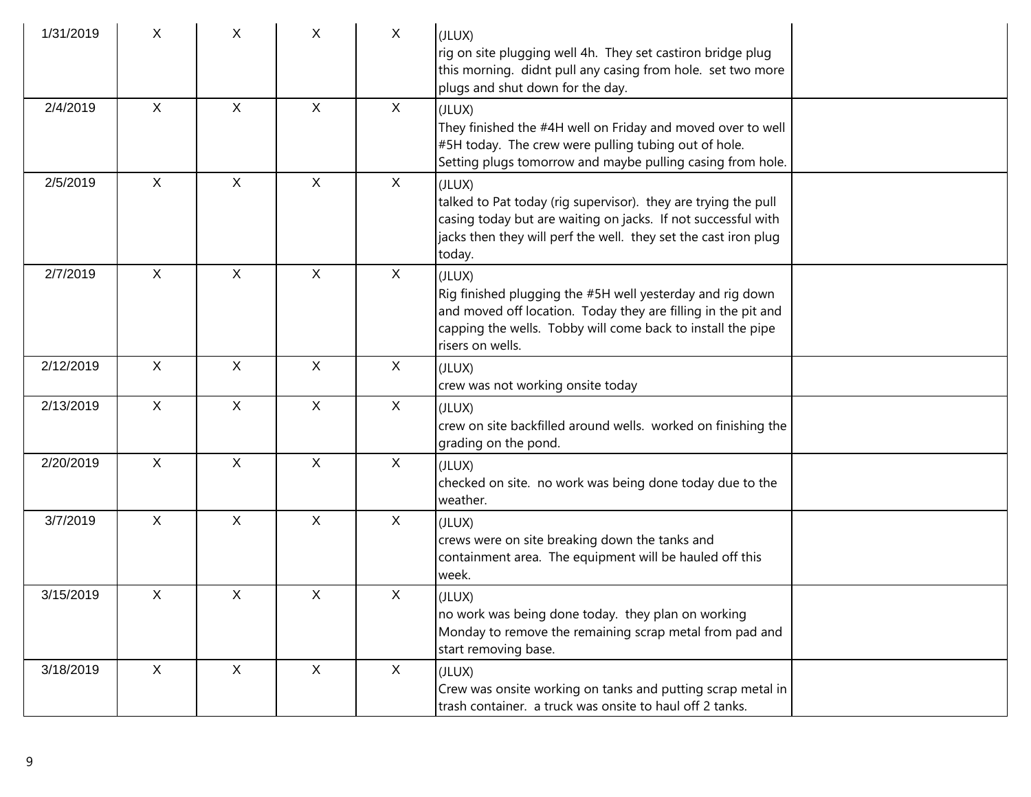| | | | | | | |
|---|---|---|---|---|---|---|
| 1/31/2019 | X | X | X | X | (JLUX)<br>rig on site plugging well 4h. They set castiron bridge plug this morning. didnt pull any casing from hole. set two more plugs and shut down for the day. | |
| 2/4/2019 | X | X | X | X | (JLUX)<br>They finished the #4H well on Friday and moved over to well #5H today. The crew were pulling tubing out of hole. Setting plugs tomorrow and maybe pulling casing from hole. | |
| 2/5/2019 | X | X | X | X | (JLUX)<br>talked to Pat today (rig supervisor). they are trying the pull casing today but are waiting on jacks. If not successful with jacks then they will perf the well. they set the cast iron plug today. | |
| 2/7/2019 | X | X | X | X | (JLUX)<br>Rig finished plugging the #5H well yesterday and rig down and moved off location. Today they are filling in the pit and capping the wells. Tobby will come back to install the pipe risers on wells. | |
| 2/12/2019 | X | X | X | X | (JLUX)<br>crew was not working onsite today | |
| 2/13/2019 | X | X | X | X | (JLUX)<br>crew on site backfilled around wells. worked on finishing the grading on the pond. | |
| 2/20/2019 | X | X | X | X | (JLUX)<br>checked on site. no work was being done today due to the weather. | |
| 3/7/2019 | X | X | X | X | (JLUX)<br>crews were on site breaking down the tanks and containment area. The equipment will be hauled off this week. | |
| 3/15/2019 | X | X | X | X | (JLUX)<br>no work was being done today. they plan on working Monday to remove the remaining scrap metal from pad and start removing base. | |
| 3/18/2019 | X | X | X | X | (JLUX)<br>Crew was onsite working on tanks and putting scrap metal in trash container. a truck was onsite to haul off 2 tanks. | |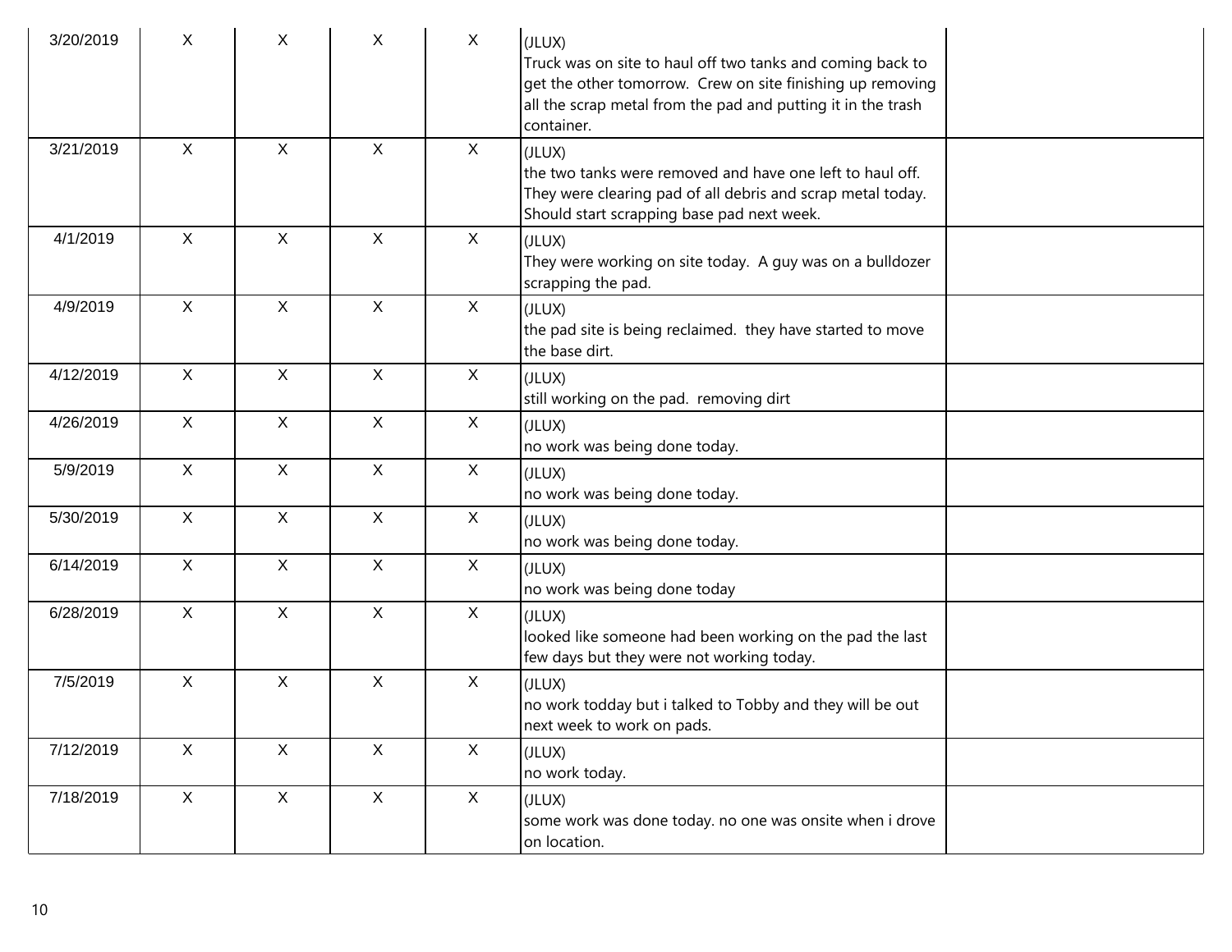| | | | | | | |
|---|---|---|---|---|---|---|
| 3/20/2019 | X | X | X | X | (JLUX)<br>Truck was on site to haul off two tanks and coming back to get the other tomorrow.  Crew on site finishing up removing all the scrap metal from the pad and putting it in the trash container. | |
| 3/21/2019 | X | X | X | X | (JLUX)<br>the two tanks were removed and have one left to haul off. They were clearing pad of all debris and scrap metal today. Should start scrapping base pad next week. | |
| 4/1/2019 | X | X | X | X | (JLUX)<br>They were working on site today.  A guy was on a bulldozer scrapping the pad. | |
| 4/9/2019 | X | X | X | X | (JLUX)<br>the pad site is being reclaimed.  they have started to move the base dirt. | |
| 4/12/2019 | X | X | X | X | (JLUX)<br>still working on the pad.  removing dirt | |
| 4/26/2019 | X | X | X | X | (JLUX)<br>no work was being done today. | |
| 5/9/2019 | X | X | X | X | (JLUX)<br>no work was being done today. | |
| 5/30/2019 | X | X | X | X | (JLUX)<br>no work was being done today. | |
| 6/14/2019 | X | X | X | X | (JLUX)<br>no work was being done today | |
| 6/28/2019 | X | X | X | X | (JLUX)<br>looked like someone had been working on the pad the last few days but they were not working today. | |
| 7/5/2019 | X | X | X | X | (JLUX)<br>no work todday but i talked to Tobby and they will be out next week to work on pads. | |
| 7/12/2019 | X | X | X | X | (JLUX)<br>no work today. | |
| 7/18/2019 | X | X | X | X | (JLUX)<br>some work was done today. no one was onsite when i drove on location. | |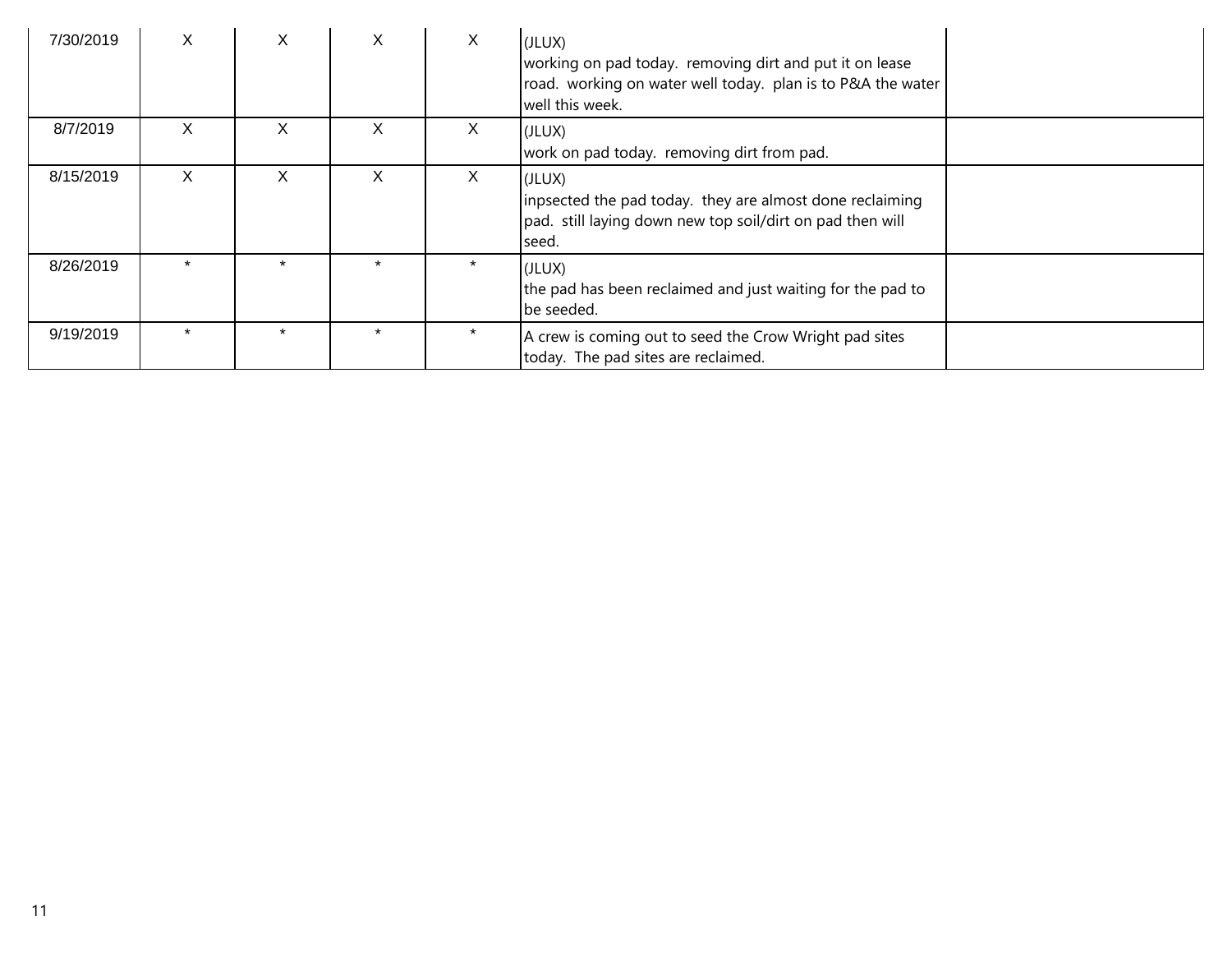| | | | | | | |
|---|---|---|---|---|---|---|
| 7/30/2019 | X | X | X | X | (JLUX)<br>working on pad today. removing dirt and put it on lease road. working on water well today. plan is to P&A the water well this week. | |
| 8/7/2019 | X | X | X | X | (JLUX)<br>work on pad today. removing dirt from pad. | |
| 8/15/2019 | X | X | X | X | (JLUX)<br>inpsected the pad today. they are almost done reclaiming pad. still laying down new top soil/dirt on pad then will seed. | |
| 8/26/2019 | * | * | * | * | (JLUX)<br>the pad has been reclaimed and just waiting for the pad to be seeded. | |
| 9/19/2019 | * | * | * | * | A crew is coming out to seed the Crow Wright pad sites today. The pad sites are reclaimed. | |